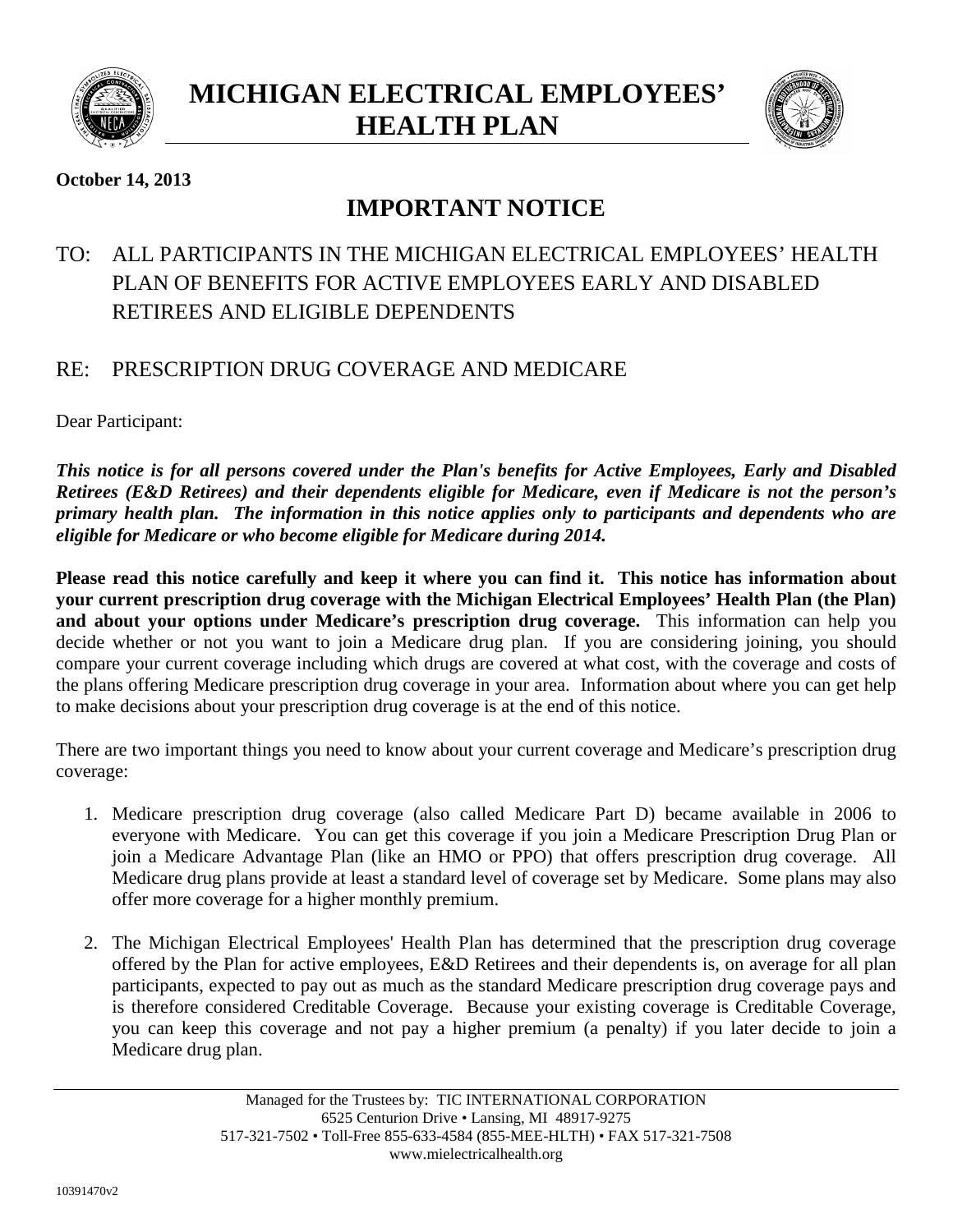# MICHIGAN ELECTRICAL EMPLOYEES' HEALTH PLAN

**October 14, 2013**

## IMPORTANT NOTICE

TO: ALL PARTICIPANTS IN THE MICHIGAN ELECTRICAL EMPLOYEES' HEALTH PLAN OF BENEFITS FOR ACTIVE EMPLOYEES EARLY AND DISABLED RETIREES AND ELIGIBLE DEPENDENTS

RE: PRESCRIPTION DRUG COVERAGE AND MEDICARE

Dear Participant:

***This notice is for all persons covered under the Plan's benefits for Active Employees, Early and Disabled Retirees (E&D Retirees) and their dependents eligible for Medicare, even if Medicare is not the person's primary health plan. The information in this notice applies only to participants and dependents who are eligible for Medicare or who become eligible for Medicare during 2014.***

**Please read this notice carefully and keep it where you can find it. This notice has information about your current prescription drug coverage with the Michigan Electrical Employees' Health Plan (the Plan) and about your options under Medicare's prescription drug coverage.** This information can help you decide whether or not you want to join a Medicare drug plan. If you are considering joining, you should compare your current coverage including which drugs are covered at what cost, with the coverage and costs of the plans offering Medicare prescription drug coverage in your area. Information about where you can get help to make decisions about your prescription drug coverage is at the end of this notice.

There are two important things you need to know about your current coverage and Medicare's prescription drug coverage:

1. Medicare prescription drug coverage (also called Medicare Part D) became available in 2006 to everyone with Medicare. You can get this coverage if you join a Medicare Prescription Drug Plan or join a Medicare Advantage Plan (like an HMO or PPO) that offers prescription drug coverage. All Medicare drug plans provide at least a standard level of coverage set by Medicare. Some plans may also offer more coverage for a higher monthly premium.

2. The Michigan Electrical Employees' Health Plan has determined that the prescription drug coverage offered by the Plan for active employees, E&D Retirees and their dependents is, on average for all plan participants, expected to pay out as much as the standard Medicare prescription drug coverage pays and is therefore considered Creditable Coverage. Because your existing coverage is Creditable Coverage, you can keep this coverage and not pay a higher premium (a penalty) if you later decide to join a Medicare drug plan.

Managed for the Trustees by: TIC INTERNATIONAL CORPORATION
6525 Centurion Drive • Lansing, MI 48917-9275
517-321-7502 • Toll-Free 855-633-4584 (855-MEE-HLTH) • FAX 517-321-7508
www.mielectricalhealth.org

10391470v2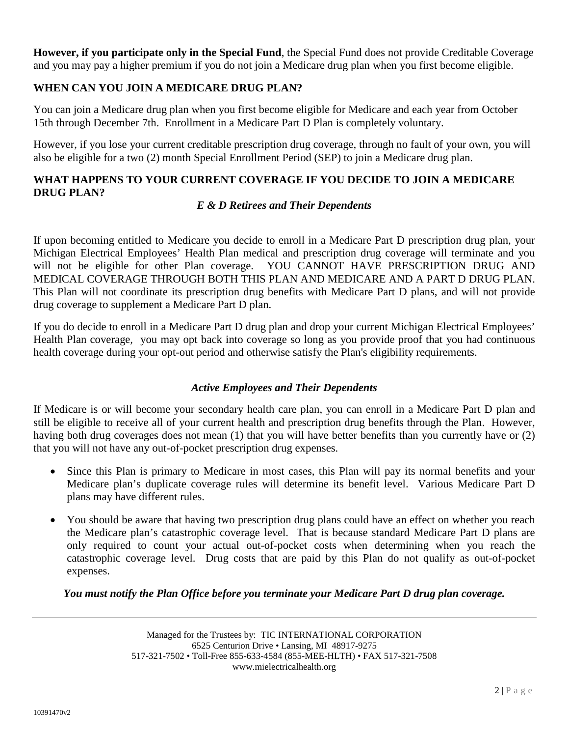**However, if you participate only in the Special Fund**, the Special Fund does not provide Creditable Coverage and you may pay a higher premium if you do not join a Medicare drug plan when you first become eligible.

## WHEN CAN YOU JOIN A MEDICARE DRUG PLAN?

You can join a Medicare drug plan when you first become eligible for Medicare and each year from October 15th through December 7th. Enrollment in a Medicare Part D Plan is completely voluntary.

However, if you lose your current creditable prescription drug coverage, through no fault of your own, you will also be eligible for a two (2) month Special Enrollment Period (SEP) to join a Medicare drug plan.

## WHAT HAPPENS TO YOUR CURRENT COVERAGE IF YOU DECIDE TO JOIN A MEDICARE DRUG PLAN?

### *E & D Retirees and Their Dependents*

If upon becoming entitled to Medicare you decide to enroll in a Medicare Part D prescription drug plan, your Michigan Electrical Employees' Health Plan medical and prescription drug coverage will terminate and you will not be eligible for other Plan coverage. YOU CANNOT HAVE PRESCRIPTION DRUG AND MEDICAL COVERAGE THROUGH BOTH THIS PLAN AND MEDICARE AND A PART D DRUG PLAN. This Plan will not coordinate its prescription drug benefits with Medicare Part D plans, and will not provide drug coverage to supplement a Medicare Part D plan.

If you do decide to enroll in a Medicare Part D drug plan and drop your current Michigan Electrical Employees' Health Plan coverage, you may opt back into coverage so long as you provide proof that you had continuous health coverage during your opt-out period and otherwise satisfy the Plan's eligibility requirements.

### *Active Employees and Their Dependents*

If Medicare is or will become your secondary health care plan, you can enroll in a Medicare Part D plan and still be eligible to receive all of your current health and prescription drug benefits through the Plan. However, having both drug coverages does not mean (1) that you will have better benefits than you currently have or (2) that you will not have any out-of-pocket prescription drug expenses.

- Since this Plan is primary to Medicare in most cases, this Plan will pay its normal benefits and your Medicare plan's duplicate coverage rules will determine its benefit level. Various Medicare Part D plans may have different rules.
- You should be aware that having two prescription drug plans could have an effect on whether you reach the Medicare plan's catastrophic coverage level. That is because standard Medicare Part D plans are only required to count your actual out-of-pocket costs when determining when you reach the catastrophic coverage level. Drug costs that are paid by this Plan do not qualify as out-of-pocket expenses.

***You must notify the Plan Office before you terminate your Medicare Part D drug plan coverage.***

Managed for the Trustees by: TIC INTERNATIONAL CORPORATION
6525 Centurion Drive • Lansing, MI 48917-9275
517-321-7502 • Toll-Free 855-633-4584 (855-MEE-HLTH) • FAX 517-321-7508
www.mielectricalhealth.org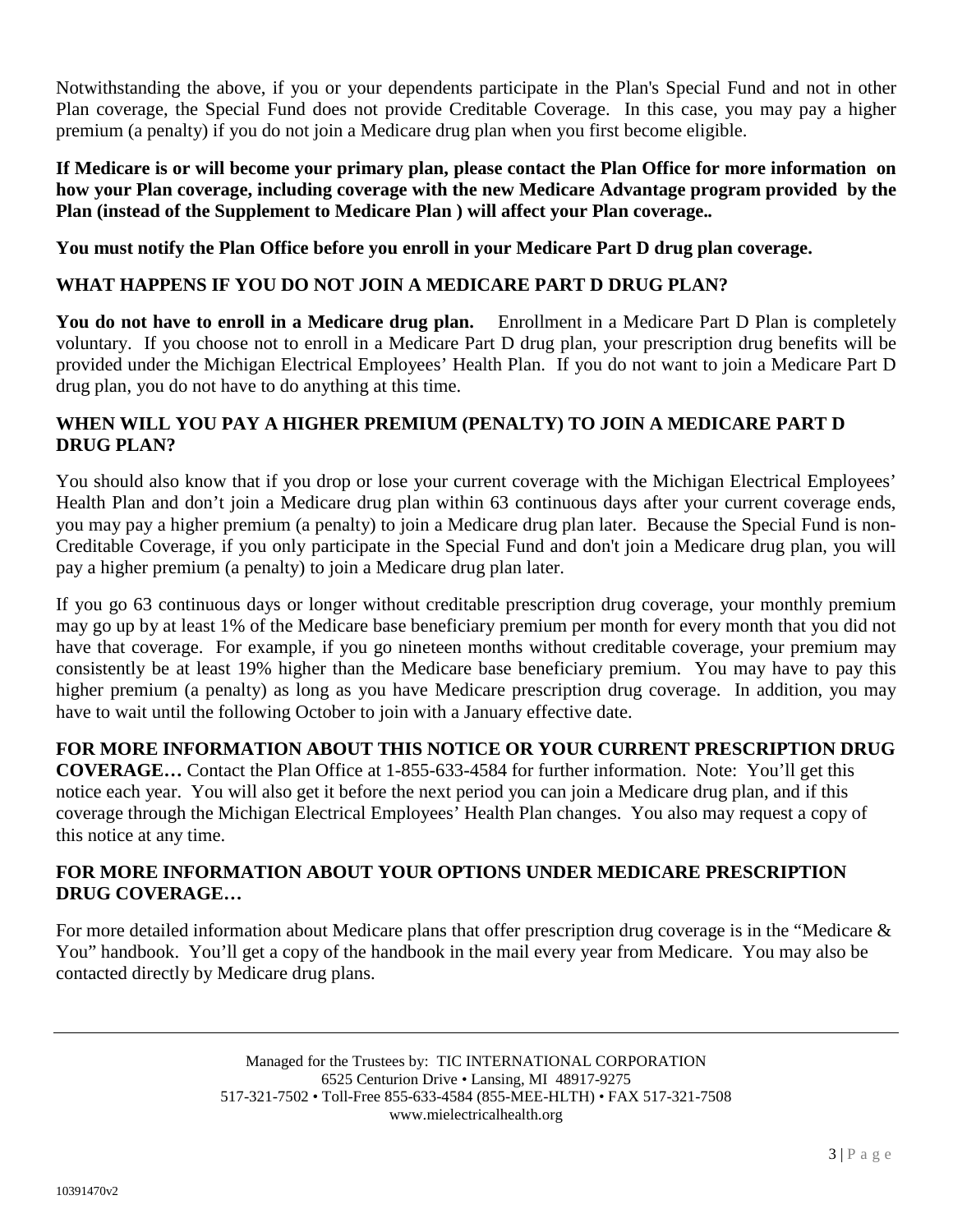Notwithstanding the above, if you or your dependents participate in the Plan's Special Fund and not in other Plan coverage, the Special Fund does not provide Creditable Coverage. In this case, you may pay a higher premium (a penalty) if you do not join a Medicare drug plan when you first become eligible.

**If Medicare is or will become your primary plan, please contact the Plan Office for more information on how your Plan coverage, including coverage with the new Medicare Advantage program provided by the Plan (instead of the Supplement to Medicare Plan ) will affect your Plan coverage..**

**You must notify the Plan Office before you enroll in your Medicare Part D drug plan coverage.**

## WHAT HAPPENS IF YOU DO NOT JOIN A MEDICARE PART D DRUG PLAN?

**You do not have to enroll in a Medicare drug plan.** Enrollment in a Medicare Part D Plan is completely voluntary. If you choose not to enroll in a Medicare Part D drug plan, your prescription drug benefits will be provided under the Michigan Electrical Employees' Health Plan. If you do not want to join a Medicare Part D drug plan, you do not have to do anything at this time.

## WHEN WILL YOU PAY A HIGHER PREMIUM (PENALTY) TO JOIN A MEDICARE PART D DRUG PLAN?

You should also know that if you drop or lose your current coverage with the Michigan Electrical Employees' Health Plan and don't join a Medicare drug plan within 63 continuous days after your current coverage ends, you may pay a higher premium (a penalty) to join a Medicare drug plan later. Because the Special Fund is non-Creditable Coverage, if you only participate in the Special Fund and don't join a Medicare drug plan, you will pay a higher premium (a penalty) to join a Medicare drug plan later.

If you go 63 continuous days or longer without creditable prescription drug coverage, your monthly premium may go up by at least 1% of the Medicare base beneficiary premium per month for every month that you did not have that coverage. For example, if you go nineteen months without creditable coverage, your premium may consistently be at least 19% higher than the Medicare base beneficiary premium. You may have to pay this higher premium (a penalty) as long as you have Medicare prescription drug coverage. In addition, you may have to wait until the following October to join with a January effective date.

**FOR MORE INFORMATION ABOUT THIS NOTICE OR YOUR CURRENT PRESCRIPTION DRUG COVERAGE…** Contact the Plan Office at 1-855-633-4584 for further information. Note: You'll get this notice each year. You will also get it before the next period you can join a Medicare drug plan, and if this coverage through the Michigan Electrical Employees' Health Plan changes. You also may request a copy of this notice at any time.

## FOR MORE INFORMATION ABOUT YOUR OPTIONS UNDER MEDICARE PRESCRIPTION DRUG COVERAGE…

For more detailed information about Medicare plans that offer prescription drug coverage is in the "Medicare & You" handbook. You'll get a copy of the handbook in the mail every year from Medicare. You may also be contacted directly by Medicare drug plans.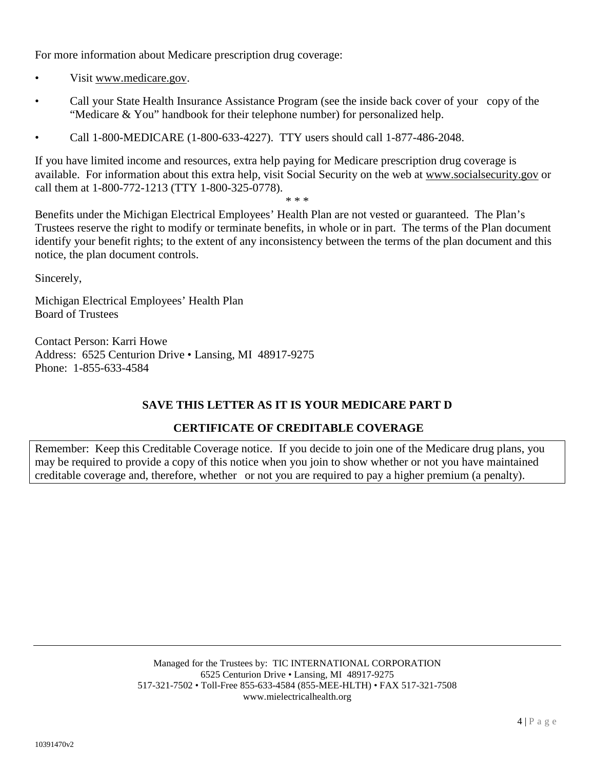For more information about Medicare prescription drug coverage:

- Visit www.medicare.gov.
- Call your State Health Insurance Assistance Program (see the inside back cover of your copy of the "Medicare & You" handbook for their telephone number) for personalized help.
- Call 1-800-MEDICARE (1-800-633-4227). TTY users should call 1-877-486-2048.

If you have limited income and resources, extra help paying for Medicare prescription drug coverage is available. For information about this extra help, visit Social Security on the web at www.socialsecurity.gov or call them at 1-800-772-1213 (TTY 1-800-325-0778).

* * *

Benefits under the Michigan Electrical Employees' Health Plan are not vested or guaranteed. The Plan's Trustees reserve the right to modify or terminate benefits, in whole or in part. The terms of the Plan document identify your benefit rights; to the extent of any inconsistency between the terms of the plan document and this notice, the plan document controls.

Sincerely,

Michigan Electrical Employees' Health Plan
Board of Trustees

Contact Person: Karri Howe
Address: 6525 Centurion Drive • Lansing, MI 48917-9275
Phone: 1-855-633-4584

**SAVE THIS LETTER AS IT IS YOUR MEDICARE PART D**

**CERTIFICATE OF CREDITABLE COVERAGE**

Remember: Keep this Creditable Coverage notice. If you decide to join one of the Medicare drug plans, you may be required to provide a copy of this notice when you join to show whether or not you have maintained creditable coverage and, therefore, whether or not you are required to pay a higher premium (a penalty).

Managed for the Trustees by: TIC INTERNATIONAL CORPORATION
6525 Centurion Drive • Lansing, MI 48917-9275
517-321-7502 • Toll-Free 855-633-4584 (855-MEE-HLTH) • FAX 517-321-7508
www.mielectricalhealth.org

10391470v2